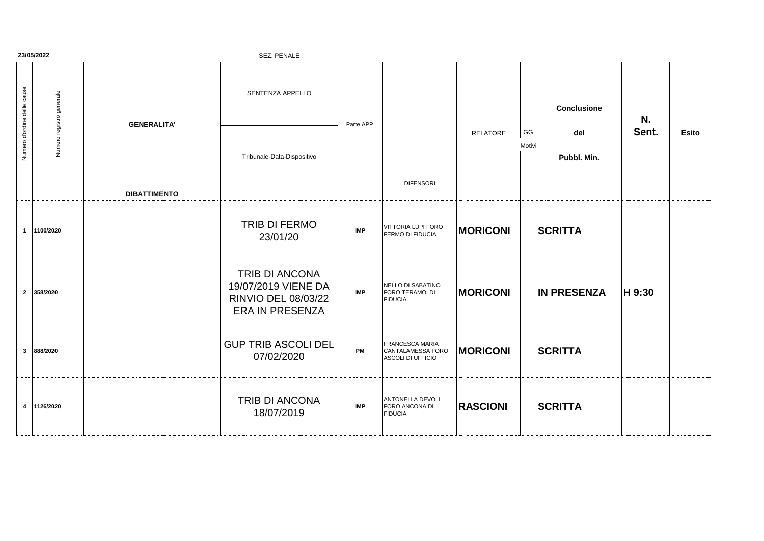**23/05/2022** SEZ. PENALE

| Numero d'ordine delle cause | Numero registro generale | GENERALITA' | SENTENZA APPELLO / Tribunale-Data-Dispositivo | Parte APP | DIFENSORI | RELATORE | GG Motivi | Conclusione del Pubbl. Min. | N. Sent. | Esito |
|---|---|---|---|---|---|---|---|---|---|---|
| | | **DIBATTIMENTO** | | | | | | | | |
| 1 | 1100/2020 | | TRIB DI FERMO 23/01/20 | IMP | VITTORIA LUPI FORO FERMO DI FIDUCIA | **MORICONI** | | **SCRITTA** | | |
| 2 | 358/2020 | | TRIB DI ANCONA 19/07/2019 VIENE DA RINVIO DEL 08/03/22 ERA IN PRESENZA | IMP | NELLO DI SABATINO FORO TERAMO DI FIDUCIA | **MORICONI** | | **IN PRESENZA** | **H 9:30** | |
| 3 | 888/2020 | | GUP TRIB ASCOLI DEL 07/02/2020 | PM | FRANCESCA MARIA CANTALAMESSA FORO ASCOLI DI UFFICIO | **MORICONI** | | **SCRITTA** | | |
| 4 | 1126/2020 | | TRIB DI ANCONA 18/07/2019 | IMP | ANTONELLA DEVOLI FORO ANCONA DI FIDUCIA | **RASCIONI** | | **SCRITTA** | | |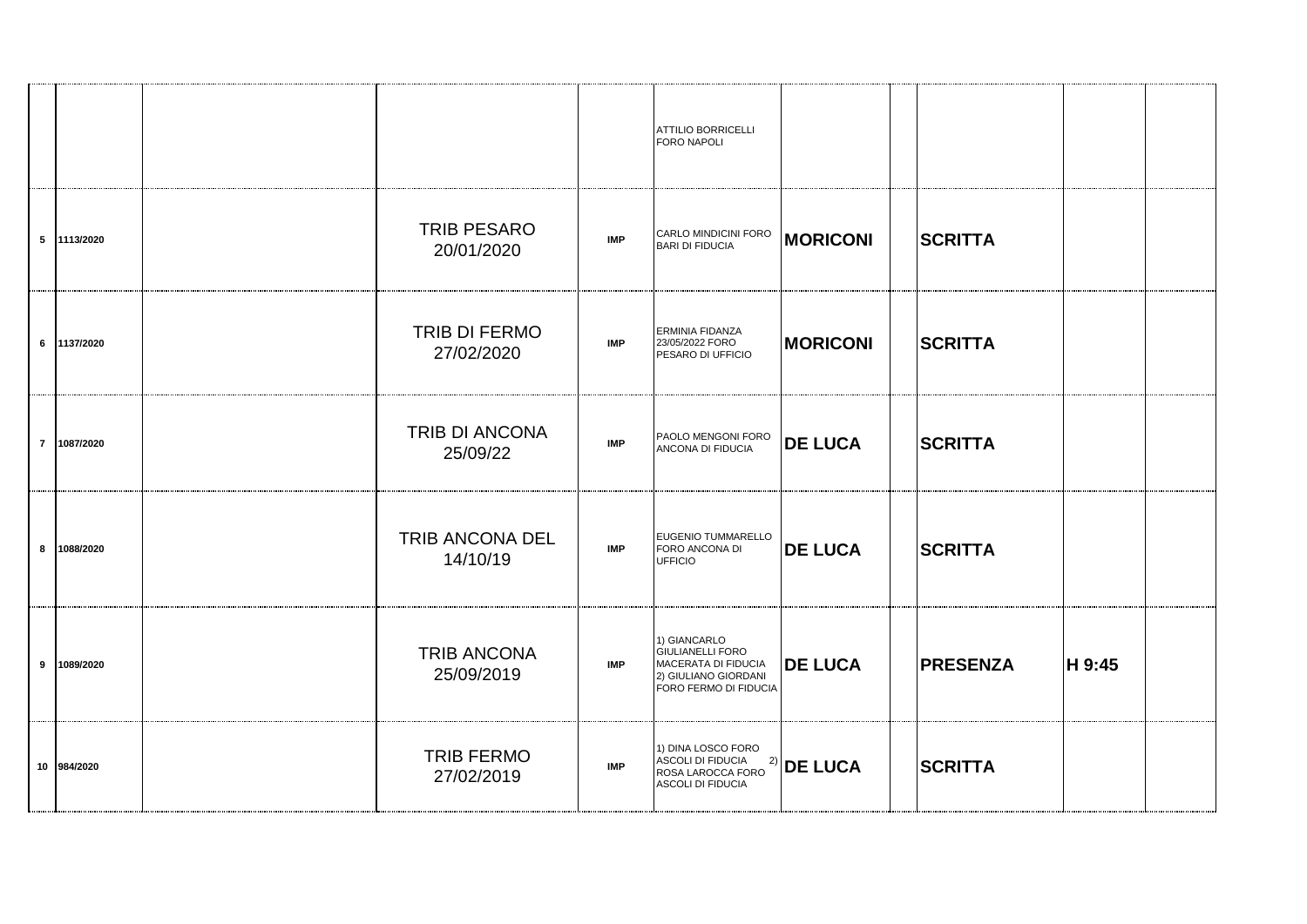| | | | | | | | | | | |
|---|---|---|---|---|---|---|---|---|---|---|
| | | | | | ATTILIO BORRICELLI FORO NAPOLI | | | | | |
| 5 | 1113/2020 | | TRIB PESARO 20/01/2020 | IMP | CARLO MINDICINI FORO BARI DI FIDUCIA | **MORICONI** | | **SCRITTA** | | |
| 6 | 1137/2020 | | TRIB DI FERMO 27/02/2020 | IMP | ERMINIA FIDANZA 23/05/2022 FORO PESARO DI UFFICIO | **MORICONI** | | **SCRITTA** | | |
| 7 | 1087/2020 | | TRIB DI ANCONA 25/09/22 | IMP | PAOLO MENGONI FORO ANCONA DI FIDUCIA | **DE LUCA** | | **SCRITTA** | | |
| 8 | 1088/2020 | | TRIB ANCONA DEL 14/10/19 | IMP | EUGENIO TUMMARELLO FORO ANCONA DI UFFICIO | **DE LUCA** | | **SCRITTA** | | |
| 9 | 1089/2020 | | TRIB ANCONA 25/09/2019 | IMP | 1) GIANCARLO GIULIANELLI FORO MACERATA DI FIDUCIA 2) GIULIANO GIORDANI FORO FERMO DI FIDUCIA | **DE LUCA** | | **PRESENZA** | **H 9:45** | |
| 10 | 984/2020 | | TRIB FERMO 27/02/2019 | IMP | 1) DINA LOSCO FORO ASCOLI DI FIDUCIA 2) ROSA LAROCCA FORO ASCOLI DI FIDUCIA | **DE LUCA** | | **SCRITTA** | | |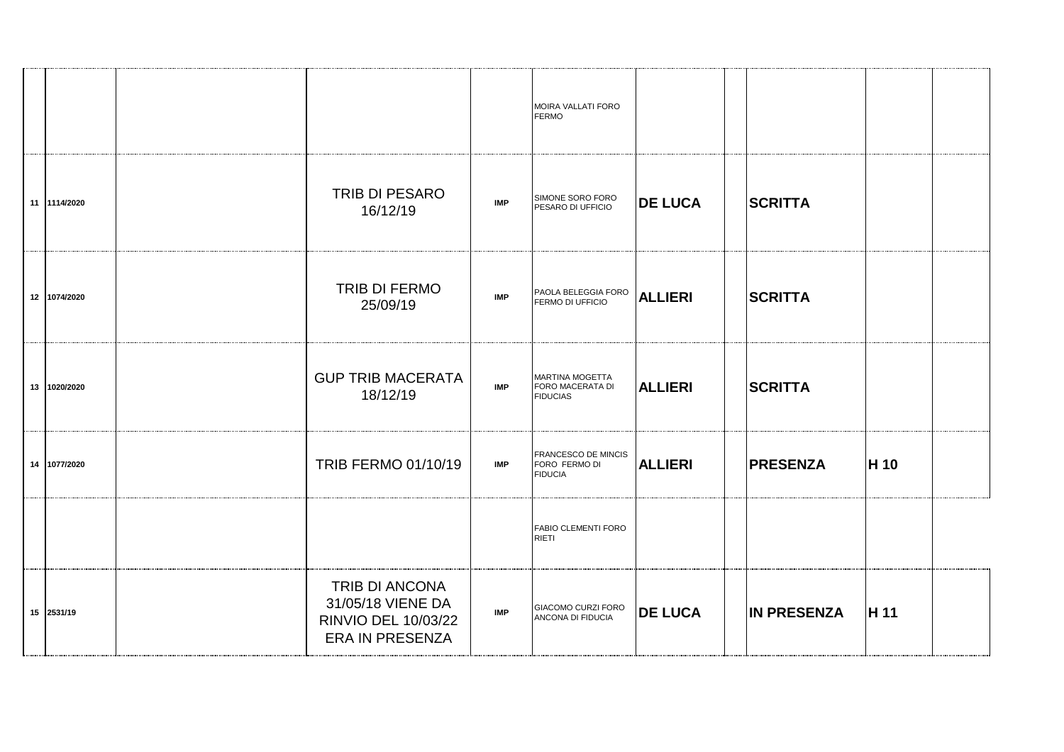| | | | | | | | | | | |
|---|---|---|---|---|---|---|---|---|---|---|
| | | | | | MOIRA VALLATI FORO FERMO | | | | | |
| 11 | 1114/2020 | | TRIB DI PESARO 16/12/19 | IMP | SIMONE SORO FORO PESARO DI UFFICIO | **DE LUCA** | | **SCRITTA** | | |
| 12 | 1074/2020 | | TRIB DI FERMO 25/09/19 | IMP | PAOLA BELEGGIA FORO FERMO DI UFFICIO | **ALLIERI** | | **SCRITTA** | | |
| 13 | 1020/2020 | | GUP TRIB MACERATA 18/12/19 | IMP | MARTINA MOGETTA FORO MACERATA DI FIDUCIAS | **ALLIERI** | | **SCRITTA** | | |
| 14 | 1077/2020 | | TRIB FERMO 01/10/19 | IMP | FRANCESCO DE MINCIS FORO FERMO DI FIDUCIA | **ALLIERI** | | **PRESENZA** | **H 10** | |
| | | | | | FABIO CLEMENTI FORO RIETI | | | | | |
| 15 | 2531/19 | | TRIB DI ANCONA 31/05/18 VIENE DA RINVIO DEL 10/03/22 ERA IN PRESENZA | IMP | GIACOMO CURZI FORO ANCONA DI FIDUCIA | **DE LUCA** | | **IN PRESENZA** | **H 11** | |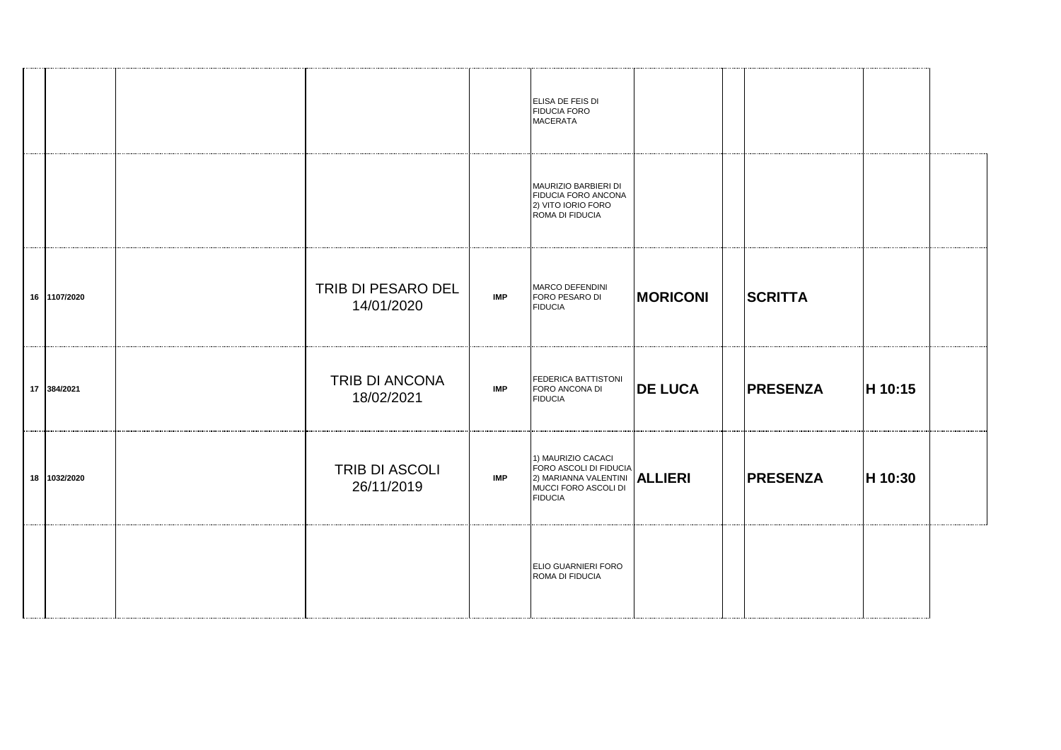| | | | | | | | | | | |
|---|---|---|---|---|---|---|---|---|---|---|
| | | | | | ELISA DE FEIS DI FIDUCIA FORO MACERATA | | | | | |
| | | | | | MAURIZIO BARBIERI DI FIDUCIA FORO ANCONA 2) VITO IORIO FORO ROMA DI FIDUCIA | | | | | |
| 16 | **1107/2020** | | TRIB DI PESARO DEL 14/01/2020 | **IMP** | MARCO DEFENDINI FORO PESARO DI FIDUCIA | **MORICONI** | | **SCRITTA** | | |
| 17 | **384/2021** | | TRIB DI ANCONA 18/02/2021 | **IMP** | FEDERICA BATTISTONI FORO ANCONA DI FIDUCIA | **DE LUCA** | | **PRESENZA** | **H 10:15** | |
| 18 | **1032/2020** | | TRIB DI ASCOLI 26/11/2019 | **IMP** | 1) MAURIZIO CACACI FORO ASCOLI DI FIDUCIA 2) MARIANNA VALENTINI MUCCI FORO ASCOLI DI FIDUCIA | **ALLIERI** | | **PRESENZA** | **H 10:30** | |
| | | | | | ELIO GUARNIERI FORO ROMA DI FIDUCIA | | | | | |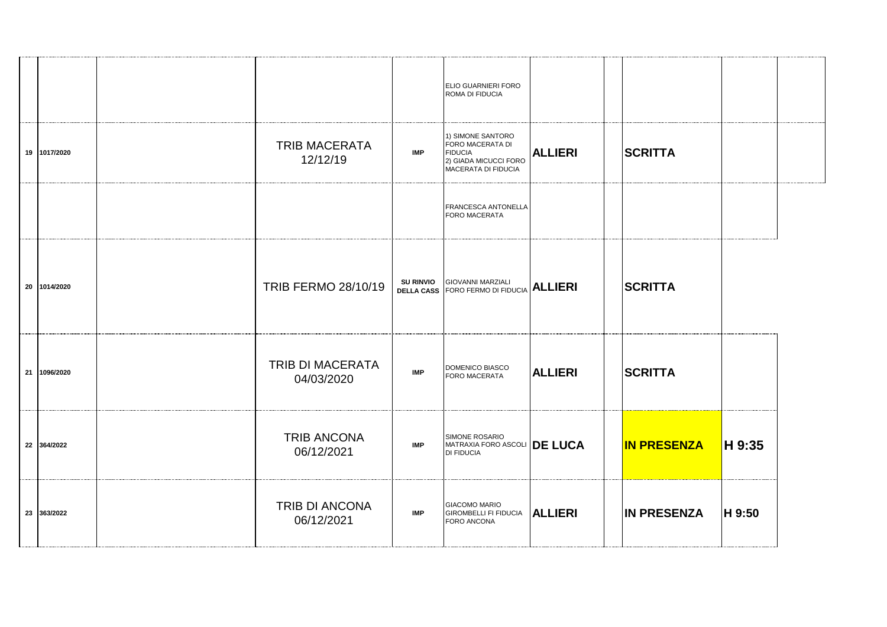| | | | | | | | | | | |
|---|---|---|---|---|---|---|---|---|---|---|
| | | | | | ELIO GUARNIERI FORO ROMA DI FIDUCIA | | | | | |
| 19 | 1017/2020 | | TRIB MACERATA 12/12/19 | IMP | 1) SIMONE SANTORO FORO MACERATA DI FIDUCIA 2) GIADA MICUCCI FORO MACERATA DI FIDUCIA | **ALLIERI** | | **SCRITTA** | | |
| | | | | | FRANCESCA ANTONELLA FORO MACERATA | | | | | |
| 20 | 1014/2020 | | TRIB FERMO 28/10/19 | **SU RINVIO DELLA CASS** | GIOVANNI MARZIALI FORO FERMO DI FIDUCIA | **ALLIERI** | | **SCRITTA** | | |
| 21 | 1096/2020 | | TRIB DI MACERATA 04/03/2020 | IMP | DOMENICO BIASCO FORO MACERATA | **ALLIERI** | | **SCRITTA** | | |
| 22 | 364/2022 | | TRIB ANCONA 06/12/2021 | IMP | SIMONE ROSARIO MATRAXIA FORO ASCOLI DI FIDUCIA | **DE LUCA** | | **IN PRESENZA** | **H 9:35** | |
| 23 | 363/2022 | | TRIB DI ANCONA 06/12/2021 | IMP | GIACOMO MARIO GIROMBELLI FI FIDUCIA FORO ANCONA | **ALLIERI** | | **IN PRESENZA** | **H 9:50** | |